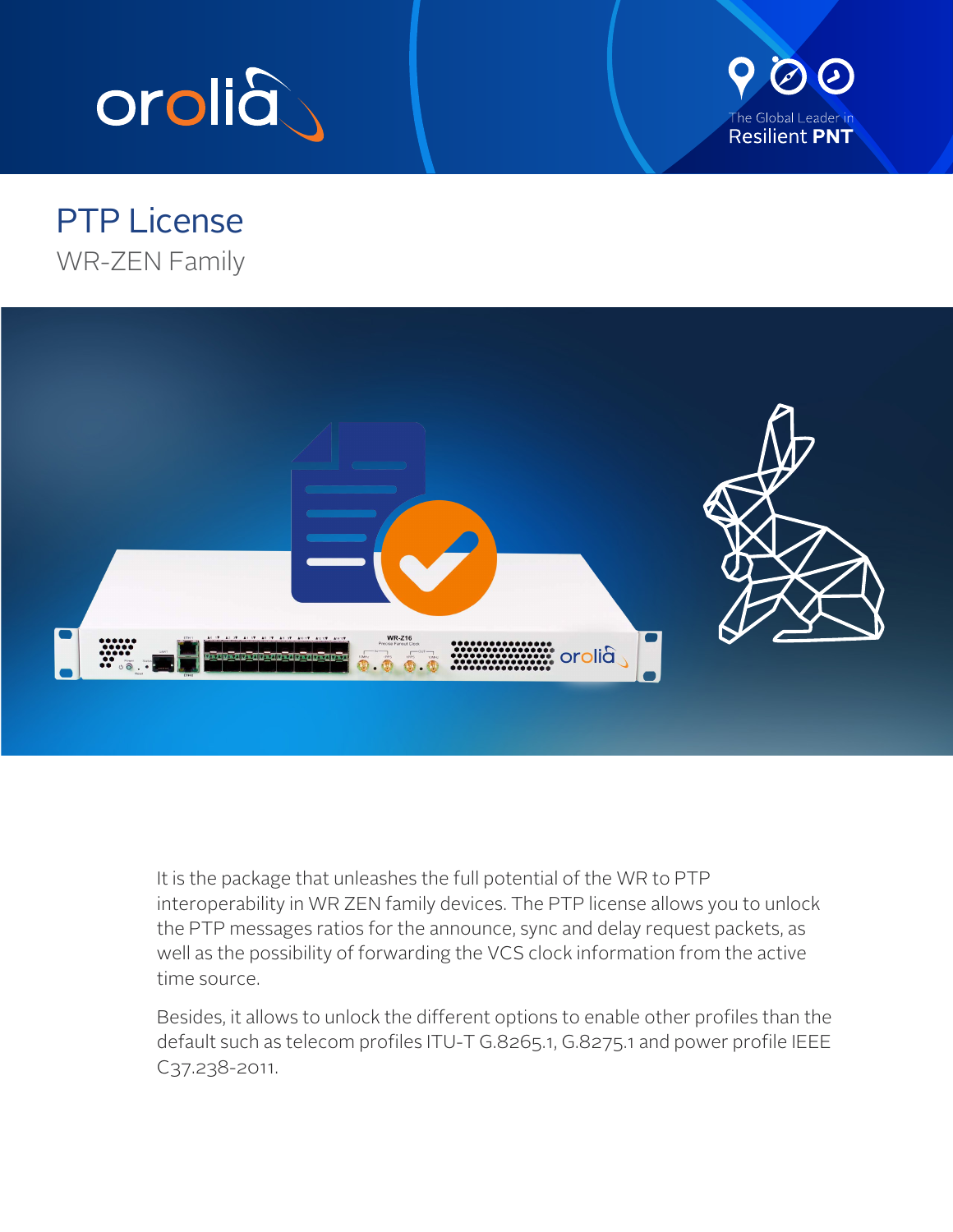# PTP License

## WR-ZEN Family

It is the package that unleashes the full potential of the WR to PTP interoperability in WR ZEN family devices. The PTP license allows you to unlock the PTP messages ratios for the announce, sync and delay request packets, as well as the possibility of forwarding the VCS clock information from the active time source.

Besides, it allows to unlock the different options to enable other profiles than the default such as telecom profiles ITU-T G.8265.1, G.8275.1 and power profile IEEE C37.238-2011.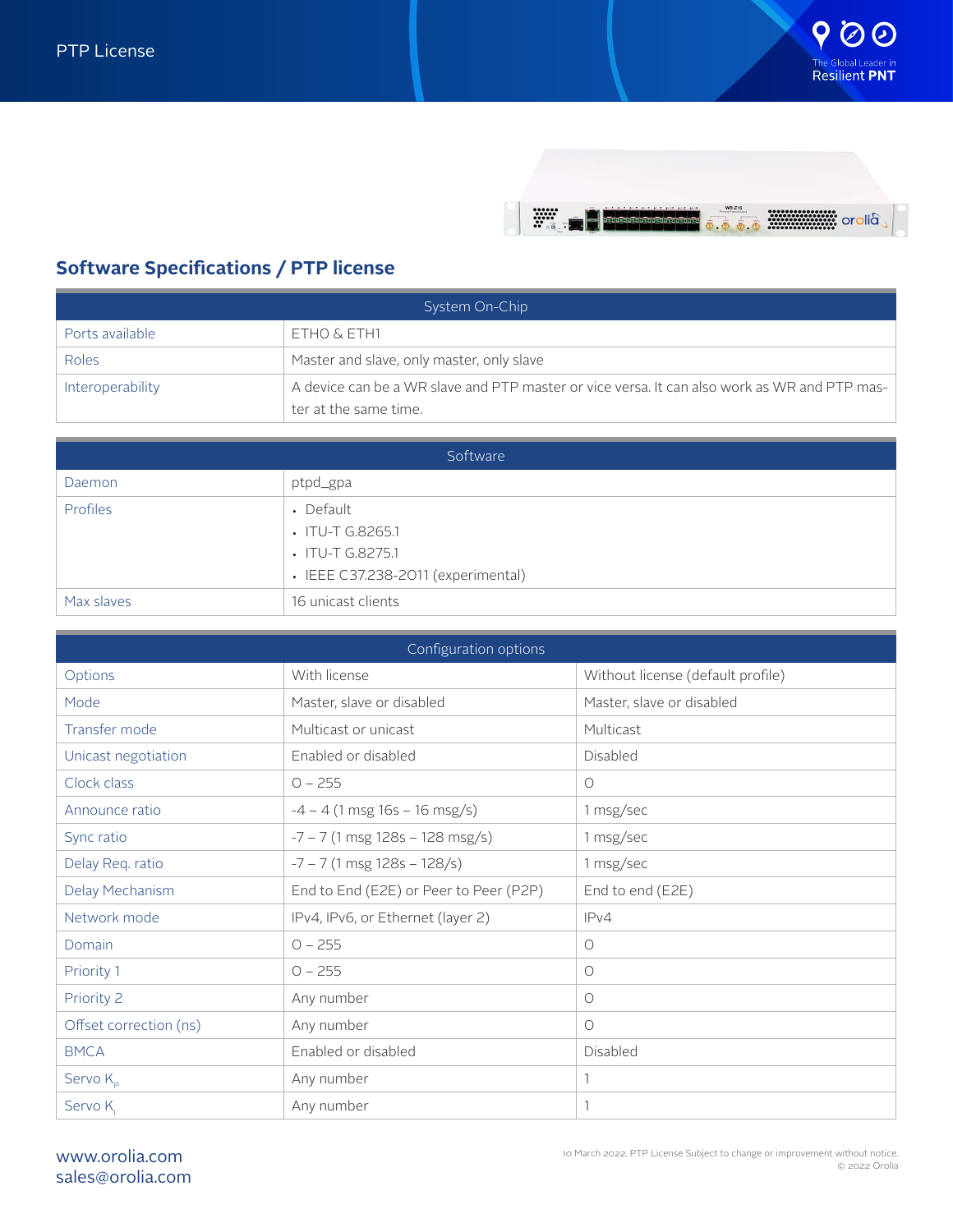## Software Specifications / PTP license

| System On-Chip | |
|---|---|
| Ports available | ETH0 & ETH1 |
| Roles | Master and slave, only master, only slave |
| Interoperability | A device can be a WR slave and PTP master or vice versa. It can also work as WR and PTP master at the same time. |

| Software | |
|---|---|
| Daemon | ptpd_gpa |
| Profiles | • Default<br>• ITU-T G.8265.1<br>• ITU-T G.8275.1<br>• IEEE C37.238-2011 (experimental) |
| Max slaves | 16 unicast clients |

| Configuration options | | |
|---|---|---|
| Options | With license | Without license (default profile) |
| Mode | Master, slave or disabled | Master, slave or disabled |
| Transfer mode | Multicast or unicast | Multicast |
| Unicast negotiation | Enabled or disabled | Disabled |
| Clock class | 0 – 255 | 0 |
| Announce ratio | -4 – 4 (1 msg 16s – 16 msg/s) | 1 msg/sec |
| Sync ratio | -7 – 7 (1 msg 128s – 128 msg/s) | 1 msg/sec |
| Delay Req. ratio | -7 – 7 (1 msg 128s – 128/s) | 1 msg/sec |
| Delay Mechanism | End to End (E2E) or Peer to Peer (P2P) | End to end (E2E) |
| Network mode | IPv4, IPv6, or Ethernet (layer 2) | IPv4 |
| Domain | 0 – 255 | 0 |
| Priority 1 | 0 – 255 | 0 |
| Priority 2 | Any number | 0 |
| Offset correction (ns) | Any number | 0 |
| BMCA | Enabled or disabled | Disabled |
| Servo $K_P$ | Any number | 1 |
| Servo $K_I$ | Any number | 1 |

www.orolia.com
sales@orolia.com

10 March 2022. PTP License Subject to change or improvement without notice.
© 2022 Orolia